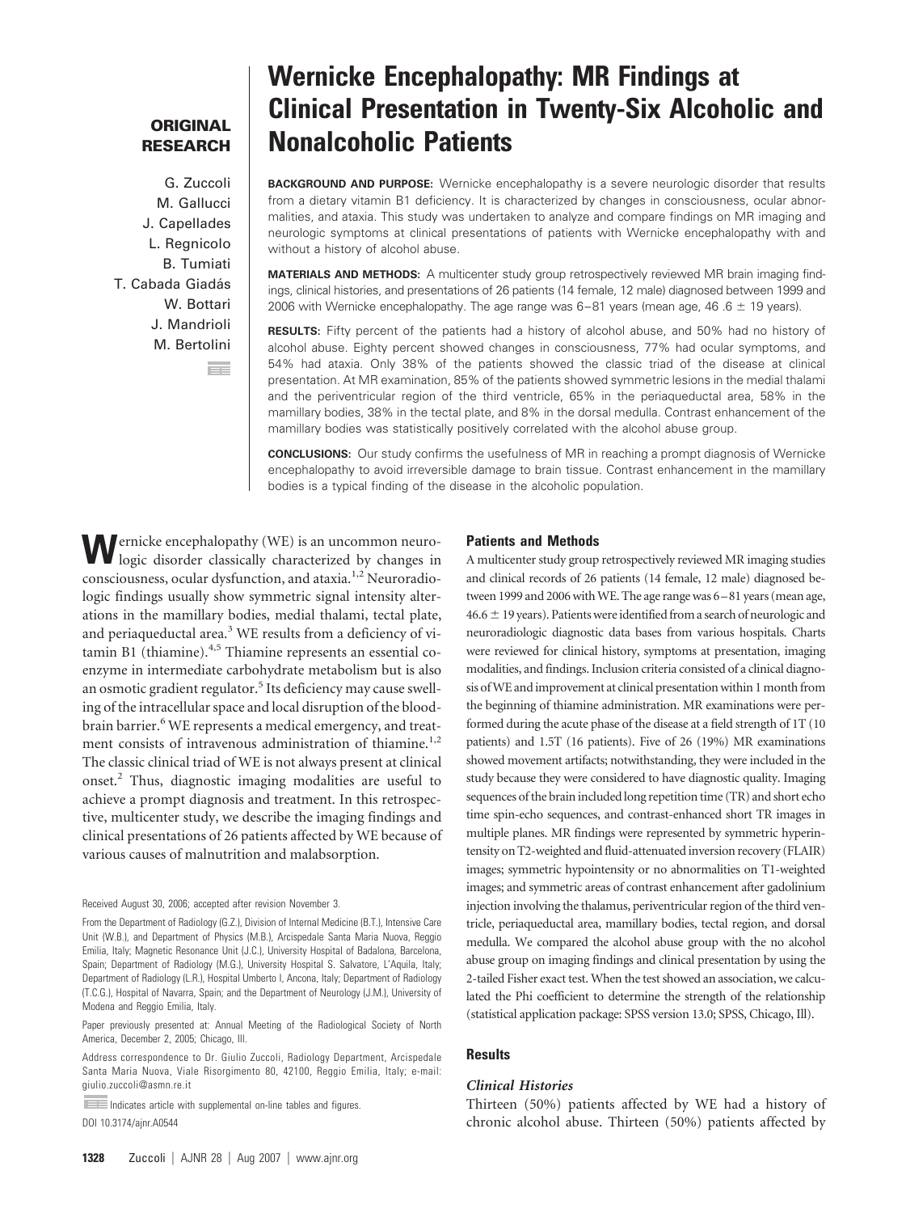**ORIGINAL RESEARCH**

# Wernicke Encephalopathy: MR Findings at Clinical Presentation in Twenty-Six Alcoholic and Nonalcoholic Patients

G. Zuccoli
M. Gallucci
J. Capellades
L. Regnicolo
B. Tumiati
T. Cabada Giadás
W. Bottari
J. Mandrioli
M. Bertolini

**BACKGROUND AND PURPOSE:** Wernicke encephalopathy is a severe neurologic disorder that results from a dietary vitamin B1 deficiency. It is characterized by changes in consciousness, ocular abnormalities, and ataxia. This study was undertaken to analyze and compare findings on MR imaging and neurologic symptoms at clinical presentations of patients with Wernicke encephalopathy with and without a history of alcohol abuse.

**MATERIALS AND METHODS:** A multicenter study group retrospectively reviewed MR brain imaging findings, clinical histories, and presentations of 26 patients (14 female, 12 male) diagnosed between 1999 and 2006 with Wernicke encephalopathy. The age range was 6–81 years (mean age, 46 .6 ± 19 years).

**RESULTS:** Fifty percent of the patients had a history of alcohol abuse, and 50% had no history of alcohol abuse. Eighty percent showed changes in consciousness, 77% had ocular symptoms, and 54% had ataxia. Only 38% of the patients showed the classic triad of the disease at clinical presentation. At MR examination, 85% of the patients showed symmetric lesions in the medial thalami and the periventricular region of the third ventricle, 65% in the periaqueductal area, 58% in the mamillary bodies, 38% in the tectal plate, and 8% in the dorsal medulla. Contrast enhancement of the mamillary bodies was statistically positively correlated with the alcohol abuse group.

**CONCLUSIONS:** Our study confirms the usefulness of MR in reaching a prompt diagnosis of Wernicke encephalopathy to avoid irreversible damage to brain tissue. Contrast enhancement in the mamillary bodies is a typical finding of the disease in the alcoholic population.

Wernicke encephalopathy (WE) is an uncommon neurologic disorder classically characterized by changes in consciousness, ocular dysfunction, and ataxia.[1,2] Neuroradiologic findings usually show symmetric signal intensity alterations in the mamillary bodies, medial thalami, tectal plate, and periaqueductal area.[3] WE results from a deficiency of vitamin B1 (thiamine).[4,5] Thiamine represents an essential coenzyme in intermediate carbohydrate metabolism but is also an osmotic gradient regulator.[5] Its deficiency may cause swelling of the intracellular space and local disruption of the blood-brain barrier.[6] WE represents a medical emergency, and treatment consists of intravenous administration of thiamine.[1,2] The classic clinical triad of WE is not always present at clinical onset.[2] Thus, diagnostic imaging modalities are useful to achieve a prompt diagnosis and treatment. In this retrospective, multicenter study, we describe the imaging findings and clinical presentations of 26 patients affected by WE because of various causes of malnutrition and malabsorption.

Received August 30, 2006; accepted after revision November 3.

From the Department of Radiology (G.Z.), Division of Internal Medicine (B.T.), Intensive Care Unit (W.B.), and Department of Physics (M.B.), Arcispedale Santa Maria Nuova, Reggio Emilia, Italy; Magnetic Resonance Unit (J.C.), University Hospital of Badalona, Barcelona, Spain; Department of Radiology (M.G.), University Hospital S. Salvatore, L'Aquila, Italy; Department of Radiology (L.R.), Hospital Umberto I, Ancona, Italy; Department of Radiology (T.C.G.), Hospital of Navarra, Spain; and the Department of Neurology (J.M.), University of Modena and Reggio Emilia, Italy.

Paper previously presented at: Annual Meeting of the Radiological Society of North America, December 2, 2005; Chicago, Ill.

Address correspondence to Dr. Giulio Zuccoli, Radiology Department, Arcispedale Santa Maria Nuova, Viale Risorgimento 80, 42100, Reggio Emilia, Italy; e-mail: giulio.zuccoli@asmn.re.it

Indicates article with supplemental on-line tables and figures.

DOI 10.3174/ajnr.A0544

## Patients and Methods

A multicenter study group retrospectively reviewed MR imaging studies and clinical records of 26 patients (14 female, 12 male) diagnosed between 1999 and 2006 with WE. The age range was 6–81 years (mean age, 46.6 ± 19 years). Patients were identified from a search of neurologic and neuroradiologic diagnostic data bases from various hospitals. Charts were reviewed for clinical history, symptoms at presentation, imaging modalities, and findings. Inclusion criteria consisted of a clinical diagnosis of WE and improvement at clinical presentation within 1 month from the beginning of thiamine administration. MR examinations were performed during the acute phase of the disease at a field strength of 1T (10 patients) and 1.5T (16 patients). Five of 26 (19%) MR examinations showed movement artifacts; notwithstanding, they were included in the study because they were considered to have diagnostic quality. Imaging sequences of the brain included long repetition time (TR) and short echo time spin-echo sequences, and contrast-enhanced short TR images in multiple planes. MR findings were represented by symmetric hyperintensity on T2-weighted and fluid-attenuated inversion recovery (FLAIR) images; symmetric hypointensity or no abnormalities on T1-weighted images; and symmetric areas of contrast enhancement after gadolinium injection involving the thalamus, periventricular region of the third ventricle, periaqueductal area, mamillary bodies, tectal region, and dorsal medulla. We compared the alcohol abuse group with the no alcohol abuse group on imaging findings and clinical presentation by using the 2-tailed Fisher exact test. When the test showed an association, we calculated the Phi coefficient to determine the strength of the relationship (statistical application package: SPSS version 13.0; SPSS, Chicago, Ill).

## Results

### *Clinical Histories*

Thirteen (50%) patients affected by WE had a history of chronic alcohol abuse. Thirteen (50%) patients affected by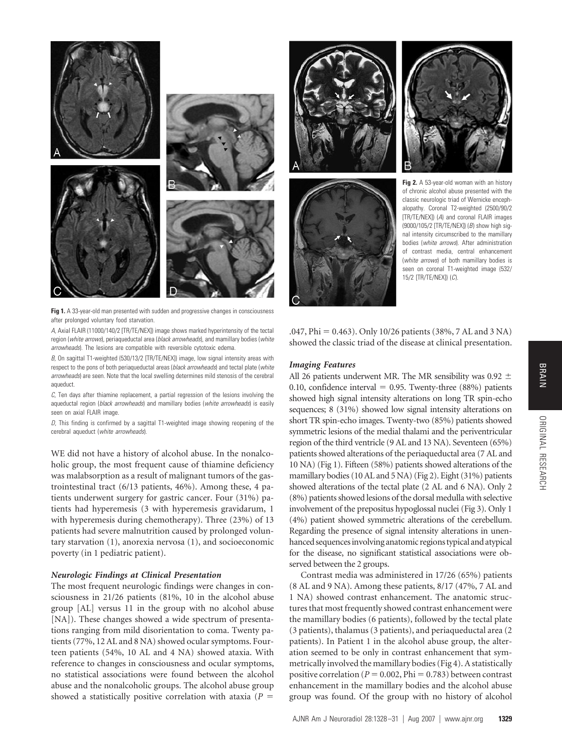**Fig 1.** A 33-year-old man presented with sudden and progressive changes in consciousness after prolonged voluntary food starvation.

*A,* Axial FLAIR (11000/140/2 [TR/TE/NEX]) image shows marked hyperintensity of the tectal region (*white arrows*), periaqueductal area (*black arrowheads*), and mamillary bodies (*white arrowheads*). The lesions are compatible with reversible cytotoxic edema.

*B,* On sagittal T1-weighted (530/13/2 [TR/TE/NEX]) image, low signal intensity areas with respect to the pons of both periaqueductal areas (*black arrowheads*) and tectal plate (*white arrowheads*) are seen. Note that the local swelling determines mild stenosis of the cerebral aqueduct.

*C,* Ten days after thiamine replacement, a partial regression of the lesions involving the aqueductal region (*black arrowheads*) and mamillary bodies (*white arrowheads*) is easily seen on axial FLAIR image.

*D,* This finding is confirmed by a sagittal T1-weighted image showing reopening of the cerebral aqueduct (*white arrowheads*).

**Fig 2.** A 53-year-old woman with an history of chronic alcohol abuse presented with the classic neurologic triad of Wernicke encephalopathy. Coronal T2-weighted (2500/90/2 [TR/TE/NEX]) (*A*) and coronal FLAIR images (9000/105/2 [TR/TE/NEX]) (*B*) show high signal intensity circumscribed to the mamillary bodies (*white arrows*). After administration of contrast media, central enhancement (*white arrows*) of both mamillary bodies is seen on coronal T1-weighted image (532/15/2 [TR/TE/NEX]) (*C*).

WE did not have a history of alcohol abuse. In the nonalcoholic group, the most frequent cause of thiamine deficiency was malabsorption as a result of malignant tumors of the gastrointestinal tract (6/13 patients, 46%). Among these, 4 patients underwent surgery for gastric cancer. Four (31%) patients had hyperemesis (3 with hyperemesis gravidarum, 1 with hyperemesis during chemotherapy). Three (23%) of 13 patients had severe malnutrition caused by prolonged voluntary starvation (1), anorexia nervosa (1), and socioeconomic poverty (in 1 pediatric patient).

### *Neurologic Findings at Clinical Presentation*

The most frequent neurologic findings were changes in consciousness in 21/26 patients (81%, 10 in the alcohol abuse group [AL] versus 11 in the group with no alcohol abuse [NA]). These changes showed a wide spectrum of presentations ranging from mild disorientation to coma. Twenty patients (77%, 12 AL and 8 NA) showed ocular symptoms. Fourteen patients (54%, 10 AL and 4 NA) showed ataxia. With reference to changes in consciousness and ocular symptoms, no statistical associations were found between the alcohol abuse and the nonalcoholic groups. The alcohol abuse group showed a statistically positive correlation with ataxia ($P$ = .047, Phi = 0.463). Only 10/26 patients (38%, 7 AL and 3 NA) showed the classic triad of the disease at clinical presentation.

### *Imaging Features*

All 26 patients underwent MR. The MR sensibility was 0.92 ± 0.10, confidence interval = 0.95. Twenty-three (88%) patients showed high signal intensity alterations on long TR spin-echo sequences; 8 (31%) showed low signal intensity alterations on short TR spin-echo images. Twenty-two (85%) patients showed symmetric lesions of the medial thalami and the periventricular region of the third ventricle (9 AL and 13 NA). Seventeen (65%) patients showed alterations of the periaqueductal area (7 AL and 10 NA) (Fig 1). Fifteen (58%) patients showed alterations of the mamillary bodies (10 AL and 5 NA) (Fig 2). Eight (31%) patients showed alterations of the tectal plate (2 AL and 6 NA). Only 2 (8%) patients showed lesions of the dorsal medulla with selective involvement of the prepositus hypoglossal nuclei (Fig 3). Only 1 (4%) patient showed symmetric alterations of the cerebellum. Regarding the presence of signal intensity alterations in unenhanced sequences involving anatomic regions typical and atypical for the disease, no significant statistical associations were observed between the 2 groups.

Contrast media was administered in 17/26 (65%) patients (8 AL and 9 NA). Among these patients, 8/17 (47%, 7 AL and 1 NA) showed contrast enhancement. The anatomic structures that most frequently showed contrast enhancement were the mamillary bodies (6 patients), followed by the tectal plate (3 patients), thalamus (3 patients), and periaqueductal area (2 patients). In Patient 1 in the alcohol abuse group, the alteration seemed to be only in contrast enhancement that symmetrically involved the mamillary bodies (Fig 4). A statistically positive correlation ($P$ = 0.002, Phi = 0.783) between contrast enhancement in the mamillary bodies and the alcohol abuse group was found. Of the group with no history of alcohol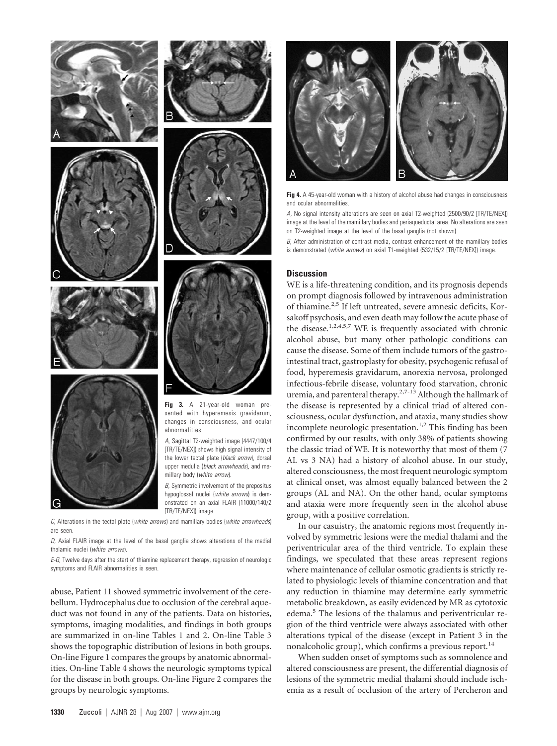**Fig 3.** A 21-year-old woman presented with hyperemesis gravidarum, changes in consciousness, and ocular abnormalities.

*A,* Sagittal T2-weighted image (4447/100/4 [TR/TE/NEX]) shows high signal intensity of the lower tectal plate (*black arrow*), dorsal upper medulla (*black arrowheads*), and mamillary body (*white arrow*).

*B,* Symmetric involvement of the prepositus hypoglossal nuclei (*white arrows*) is demonstrated on an axial FLAIR (11000/140/2 [TR/TE/NEX]) image.

*C,* Alterations in the tectal plate (*white arrows*) and mamillary bodies (*white arrowheads*) are seen.

*D,* Axial FLAIR image at the level of the basal ganglia shows alterations of the medial thalamic nuclei (*white arrows*).

*E-G,* Twelve days after the start of thiamine replacement therapy, regression of neurologic symptoms and FLAIR abnormalities is seen.

abuse, Patient 11 showed symmetric involvement of the cerebellum. Hydrocephalus due to occlusion of the cerebral aqueduct was not found in any of the patients. Data on histories, symptoms, imaging modalities, and findings in both groups are summarized in on-line Tables 1 and 2. On-line Table 3 shows the topographic distribution of lesions in both groups. On-line Figure 1 compares the groups by anatomic abnormalities. On-line Table 4 shows the neurologic symptoms typical for the disease in both groups. On-line Figure 2 compares the groups by neurologic symptoms.

**Fig 4.** A 45-year-old woman with a history of alcohol abuse had changes in consciousness and ocular abnormalities.

*A,* No signal intensity alterations are seen on axial T2-weighted (2500/90/2 [TR/TE/NEX]) image at the level of the mamillary bodies and periaqueductal area. No alterations are seen on T2-weighted image at the level of the basal ganglia (not shown).

*B,* After administration of contrast media, contrast enhancement of the mamillary bodies is demonstrated (*white arrows*) on axial T1-weighted (532/15/2 [TR/TE/NEX]) image.

## Discussion

WE is a life-threatening condition, and its prognosis depends on prompt diagnosis followed by intravenous administration of thiamine.[2,5] If left untreated, severe amnesic deficits, Korsakoff psychosis, and even death may follow the acute phase of the disease.[1,2,4,5,7] WE is frequently associated with chronic alcohol abuse, but many other pathologic conditions can cause the disease. Some of them include tumors of the gastrointestinal tract, gastroplasty for obesity, psychogenic refusal of food, hyperemesis gravidarum, anorexia nervosa, prolonged infectious-febrile disease, voluntary food starvation, chronic uremia, and parenteral therapy.[2,7-13] Although the hallmark of the disease is represented by a clinical triad of altered consciousness, ocular dysfunction, and ataxia, many studies show incomplete neurologic presentation.[1,2] This finding has been confirmed by our results, with only 38% of patients showing the classic triad of WE. It is noteworthy that most of them (7 AL vs 3 NA) had a history of alcohol abuse. In our study, altered consciousness, the most frequent neurologic symptom at clinical onset, was almost equally balanced between the 2 groups (AL and NA). On the other hand, ocular symptoms and ataxia were more frequently seen in the alcohol abuse group, with a positive correlation.

In our casuistry, the anatomic regions most frequently involved by symmetric lesions were the medial thalami and the periventricular area of the third ventricle. To explain these findings, we speculated that these areas represent regions where maintenance of cellular osmotic gradients is strictly related to physiologic levels of thiamine concentration and that any reduction in thiamine may determine early symmetric metabolic breakdown, as easily evidenced by MR as cytotoxic edema.[5] The lesions of the thalamus and periventricular region of the third ventricle were always associated with other alterations typical of the disease (except in Patient 3 in the nonalcoholic group), which confirms a previous report.[14]

When sudden onset of symptoms such as somnolence and altered consciousness are present, the differential diagnosis of lesions of the symmetric medial thalami should include ischemia as a result of occlusion of the artery of Percheron and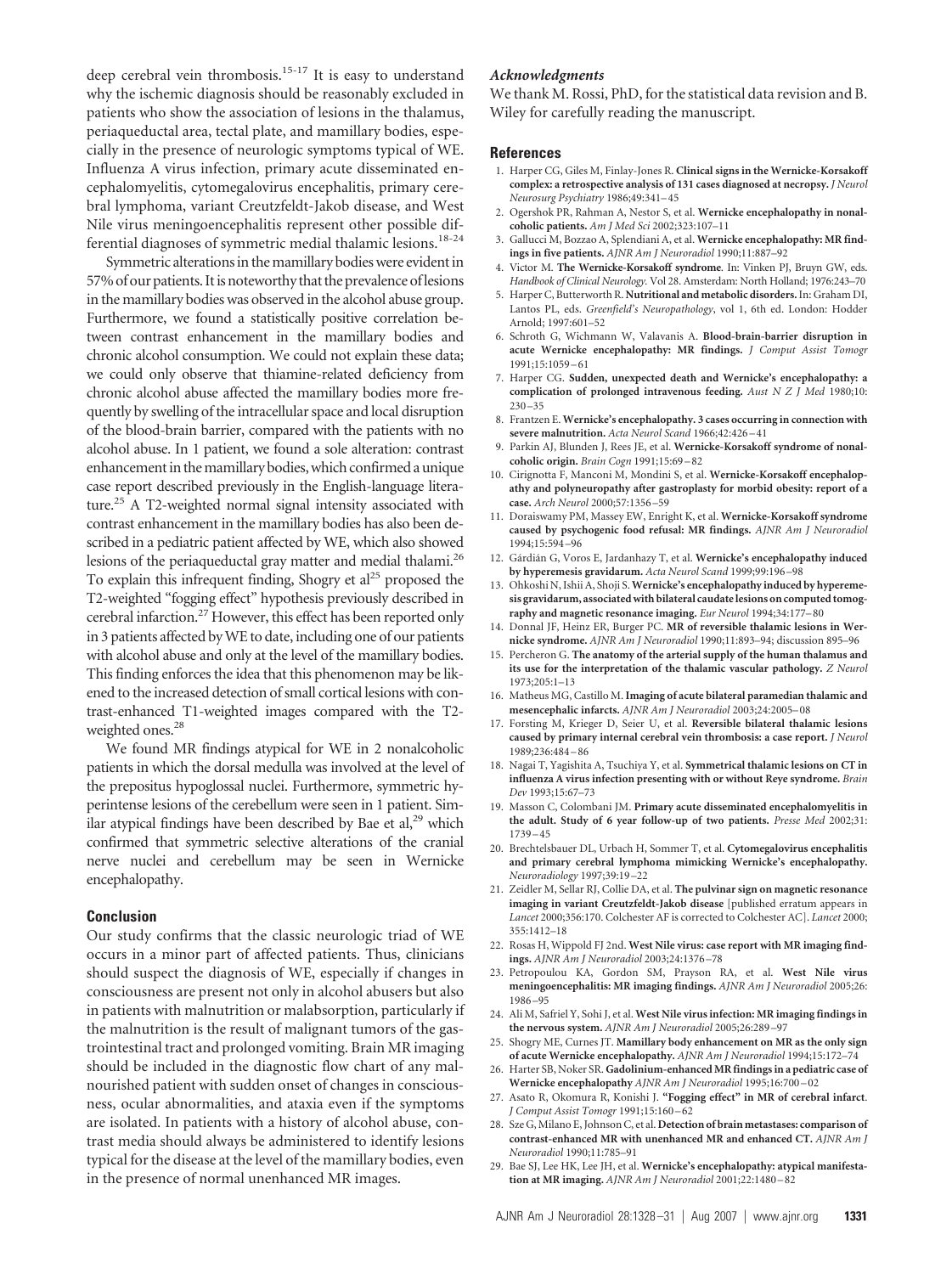deep cerebral vein thrombosis.[15-17] It is easy to understand why the ischemic diagnosis should be reasonably excluded in patients who show the association of lesions in the thalamus, periaqueductal area, tectal plate, and mamillary bodies, especially in the presence of neurologic symptoms typical of WE. Influenza A virus infection, primary acute disseminated encephalomyelitis, cytomegalovirus encephalitis, primary cerebral lymphoma, variant Creutzfeldt-Jakob disease, and West Nile virus meningoencephalitis represent other possible differential diagnoses of symmetric medial thalamic lesions.[18-24]

Symmetric alterations in the mamillary bodies were evident in 57% of our patients. It is noteworthy that the prevalence of lesions in the mamillary bodies was observed in the alcohol abuse group. Furthermore, we found a statistically positive correlation between contrast enhancement in the mamillary bodies and chronic alcohol consumption. We could not explain these data; we could only observe that thiamine-related deficiency from chronic alcohol abuse affected the mamillary bodies more frequently by swelling of the intracellular space and local disruption of the blood-brain barrier, compared with the patients with no alcohol abuse. In 1 patient, we found a sole alteration: contrast enhancement in the mamillary bodies, which confirmed a unique case report described previously in the English-language literature.[25] A T2-weighted normal signal intensity associated with contrast enhancement in the mamillary bodies has also been described in a pediatric patient affected by WE, which also showed lesions of the periaqueductal gray matter and medial thalami.[26] To explain this infrequent finding, Shogry et al[25] proposed the T2-weighted "fogging effect" hypothesis previously described in cerebral infarction.[27] However, this effect has been reported only in 3 patients affected by WE to date, including one of our patients with alcohol abuse and only at the level of the mamillary bodies. This finding enforces the idea that this phenomenon may be likened to the increased detection of small cortical lesions with contrast-enhanced T1-weighted images compared with the T2-weighted ones.[28]

We found MR findings atypical for WE in 2 nonalcoholic patients in which the dorsal medulla was involved at the level of the prepositus hypoglossal nuclei. Furthermore, symmetric hyperintense lesions of the cerebellum were seen in 1 patient. Similar atypical findings have been described by Bae et al,[29] which confirmed that symmetric selective alterations of the cranial nerve nuclei and cerebellum may be seen in Wernicke encephalopathy.

## Conclusion

Our study confirms that the classic neurologic triad of WE occurs in a minor part of affected patients. Thus, clinicians should suspect the diagnosis of WE, especially if changes in consciousness are present not only in alcohol abusers but also in patients with malnutrition or malabsorption, particularly if the malnutrition is the result of malignant tumors of the gastrointestinal tract and prolonged vomiting. Brain MR imaging should be included in the diagnostic flow chart of any malnourished patient with sudden onset of changes in consciousness, ocular abnormalities, and ataxia even if the symptoms are isolated. In patients with a history of alcohol abuse, contrast media should always be administered to identify lesions typical for the disease at the level of the mamillary bodies, even in the presence of normal unenhanced MR images.

### *Acknowledgments*

We thank M. Rossi, PhD, for the statistical data revision and B. Wiley for carefully reading the manuscript.

## References

1. Harper CG, Giles M, Finlay-Jones R. **Clinical signs in the Wernicke-Korsakoff complex: a retrospective analysis of 131 cases diagnosed at necropsy.** *J Neurol Neurosurg Psychiatry* 1986;49:341–45
2. Ogershok PR, Rahman A, Nestor S, et al. **Wernicke encephalopathy in nonalcoholic patients.** *Am J Med Sci* 2002;323:107–11
3. Gallucci M, Bozzao A, Splendiani A, et al. **Wernicke encephalopathy: MR findings in five patients.** *AJNR Am J Neuroradiol* 1990;11:887–92
4. Victor M. **The Wernicke-Korsakoff syndrome**. In: Vinken PJ, Bruyn GW, eds. *Handbook of Clinical Neurology.* Vol 28. Amsterdam: North Holland; 1976:243–70
5. Harper C, Butterworth R. **Nutritional and metabolic disorders.** In: Graham DI, Lantos PL, eds. *Greenfield's Neuropathology*, vol 1, 6th ed. London: Hodder Arnold; 1997:601–52
6. Schroth G, Wichmann W, Valavanis A. **Blood-brain-barrier disruption in acute Wernicke encephalopathy: MR findings.** *J Comput Assist Tomogr* 1991;15:1059–61
7. Harper CG. **Sudden, unexpected death and Wernicke's encephalopathy: a complication of prolonged intravenous feeding.** *Aust N Z J Med* 1980;10: 230–35
8. Frantzen E. **Wernicke's encephalopathy. 3 cases occurring in connection with severe malnutrition.** *Acta Neurol Scand* 1966;42:426–41
9. Parkin AJ, Blunden J, Rees JE, et al. **Wernicke-Korsakoff syndrome of nonalcoholic origin.** *Brain Cogn* 1991;15:69–82
10. Cirignotta F, Manconi M, Mondini S, et al. **Wernicke-Korsakoff encephalopathy and polyneuropathy after gastroplasty for morbid obesity: report of a case.** *Arch Neurol* 2000;57:1356–59
11. Doraiswamy PM, Massey EW, Enright K, et al. **Wernicke-Korsakoff syndrome caused by psychogenic food refusal: MR findings.** *AJNR Am J Neuroradiol* 1994;15:594–96
12. Gárdián G, Voros E, Jardanhazy T, et al. **Wernicke's encephalopathy induced by hyperemesis gravidarum.** *Acta Neurol Scand* 1999;99:196–98
13. Ohkoshi N, Ishii A, Shoji S. **Wernicke's encephalopathy induced by hyperemesis gravidarum, associated with bilateral caudate lesions on computed tomography and magnetic resonance imaging.** *Eur Neurol* 1994;34:177–80
14. Donnal JF, Heinz ER, Burger PC. **MR of reversible thalamic lesions in Wernicke syndrome.** *AJNR Am J Neuroradiol* 1990;11:893–94; discussion 895–96
15. Percheron G. **The anatomy of the arterial supply of the human thalamus and its use for the interpretation of the thalamic vascular pathology.** *Z Neurol* 1973;205:1–13
16. Matheus MG, Castillo M. **Imaging of acute bilateral paramedian thalamic and mesencephalic infarcts.** *AJNR Am J Neuroradiol* 2003;24:2005–08
17. Forsting M, Krieger D, Seier U, et al. **Reversible bilateral thalamic lesions caused by primary internal cerebral vein thrombosis: a case report.** *J Neurol* 1989;236:484–86
18. Nagai T, Yagishita A, Tsuchiya Y, et al. **Symmetrical thalamic lesions on CT in influenza A virus infection presenting with or without Reye syndrome.** *Brain Dev* 1993;15:67–73
19. Masson C, Colombani JM. **Primary acute disseminated encephalomyelitis in the adult. Study of 6 year follow-up of two patients.** *Presse Med* 2002;31: 1739–45
20. Brechtelsbauer DL, Urbach H, Sommer T, et al. **Cytomegalovirus encephalitis and primary cerebral lymphoma mimicking Wernicke's encephalopathy.** *Neuroradiology* 1997;39:19–22
21. Zeidler M, Sellar RJ, Collie DA, et al. **The pulvinar sign on magnetic resonance imaging in variant Creutzfeldt-Jakob disease** [published erratum appears in *Lancet* 2000;356:170. Colchester AF is corrected to Colchester AC]. *Lancet* 2000; 355:1412–18
22. Rosas H, Wippold FJ 2nd. **West Nile virus: case report with MR imaging findings.** *AJNR Am J Neuroradiol* 2003;24:1376–78
23. Petropoulou KA, Gordon SM, Prayson RA, et al. **West Nile virus meningoencephalitis: MR imaging findings.** *AJNR Am J Neuroradiol* 2005;26: 1986–95
24. Ali M, Safriel Y, Sohi J, et al. **West Nile virus infection: MR imaging findings in the nervous system.** *AJNR Am J Neuroradiol* 2005;26:289–97
25. Shogry ME, Curnes JT. **Mamillary body enhancement on MR as the only sign of acute Wernicke encephalopathy.** *AJNR Am J Neuroradiol* 1994;15:172–74
26. Harter SB, Noker SR. **Gadolinium-enhanced MR findings in a pediatric case of Wernicke encephalopathy** *AJNR Am J Neuroradiol* 1995;16:700–02
27. Asato R, Okomura R, Konishi J. **"Fogging effect" in MR of cerebral infarct**. *J Comput Assist Tomogr* 1991;15:160–62
28. Sze G, Milano E, Johnson C, et al. **Detection of brain metastases: comparison of contrast-enhanced MR with unenhanced MR and enhanced CT.** *AJNR Am J Neuroradiol* 1990;11:785–91
29. Bae SJ, Lee HK, Lee JH, et al. **Wernicke's encephalopathy: atypical manifestation at MR imaging.** *AJNR Am J Neuroradiol* 2001;22:1480–82